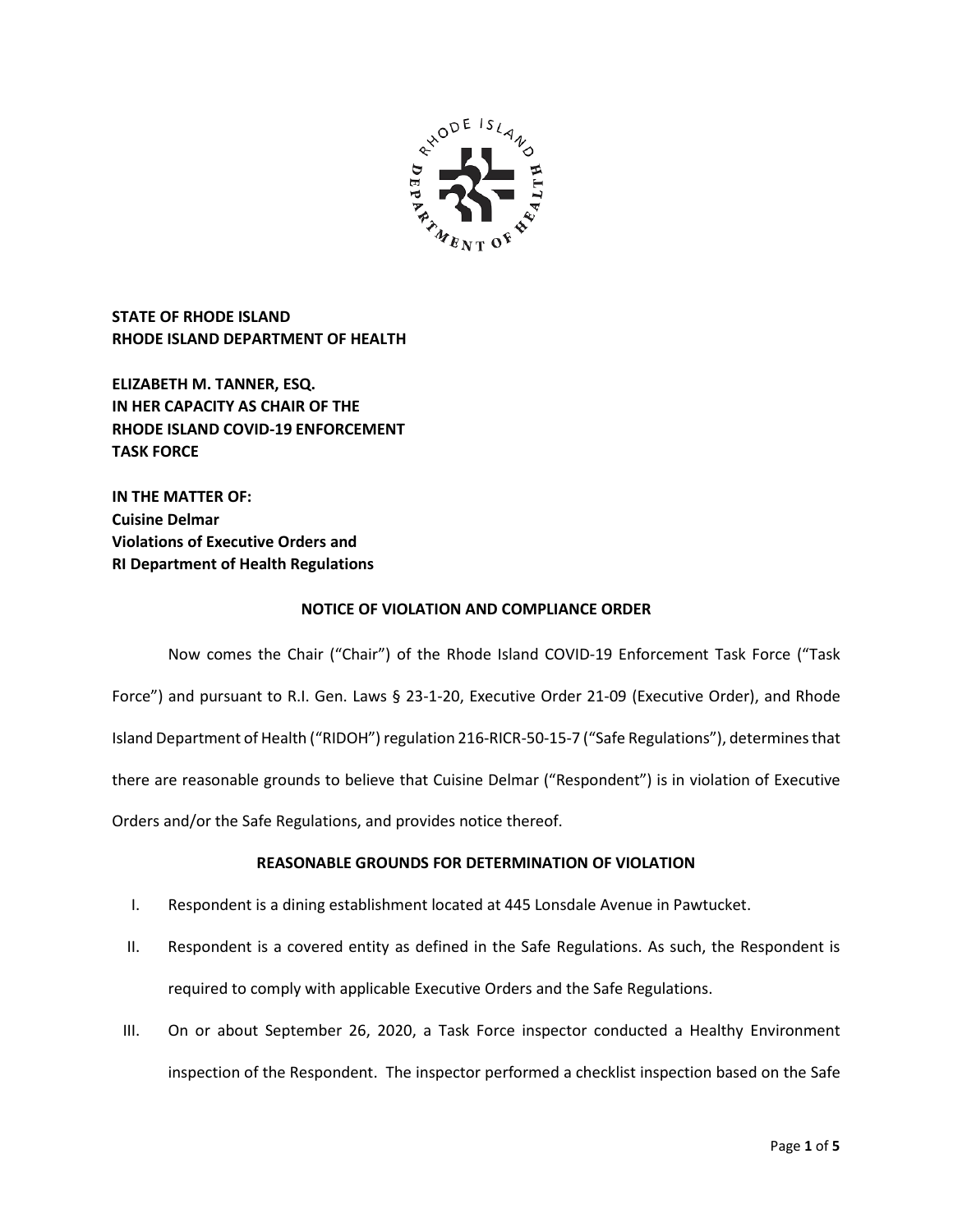**STATE OF RHODE ISLAND**
**RHODE ISLAND DEPARTMENT OF HEALTH**

**ELIZABETH M. TANNER, ESQ.**
**IN HER CAPACITY AS CHAIR OF THE**
**RHODE ISLAND COVID-19 ENFORCEMENT**
**TASK FORCE**

**IN THE MATTER OF:**
**Cuisine Delmar**
**Violations of Executive Orders and**
**RI Department of Health Regulations**

## NOTICE OF VIOLATION AND COMPLIANCE ORDER

Now comes the Chair ("Chair") of the Rhode Island COVID-19 Enforcement Task Force ("Task Force") and pursuant to R.I. Gen. Laws § 23-1-20, Executive Order 21-09 (Executive Order), and Rhode Island Department of Health ("RIDOH") regulation 216-RICR-50-15-7 ("Safe Regulations"), determines that there are reasonable grounds to believe that Cuisine Delmar ("Respondent") is in violation of Executive Orders and/or the Safe Regulations, and provides notice thereof.

## REASONABLE GROUNDS FOR DETERMINATION OF VIOLATION

I. Respondent is a dining establishment located at 445 Lonsdale Avenue in Pawtucket.

II. Respondent is a covered entity as defined in the Safe Regulations. As such, the Respondent is required to comply with applicable Executive Orders and the Safe Regulations.

III. On or about September 26, 2020, a Task Force inspector conducted a Healthy Environment inspection of the Respondent. The inspector performed a checklist inspection based on the Safe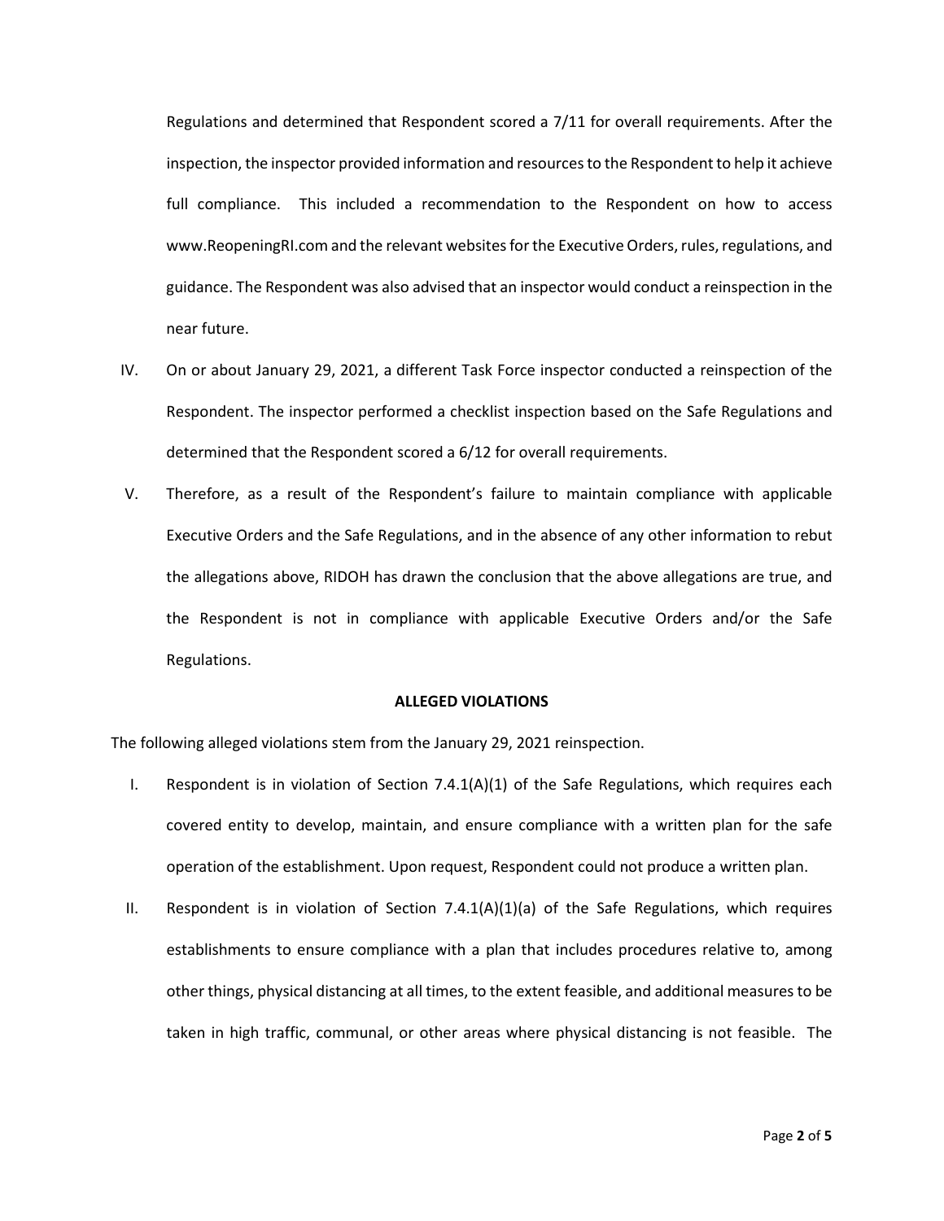Regulations and determined that Respondent scored a 7/11 for overall requirements. After the inspection, the inspector provided information and resources to the Respondent to help it achieve full compliance. This included a recommendation to the Respondent on how to access www.ReopeningRI.com and the relevant websites for the Executive Orders, rules, regulations, and guidance. The Respondent was also advised that an inspector would conduct a reinspection in the near future.

IV. On or about January 29, 2021, a different Task Force inspector conducted a reinspection of the Respondent. The inspector performed a checklist inspection based on the Safe Regulations and determined that the Respondent scored a 6/12 for overall requirements.

V. Therefore, as a result of the Respondent's failure to maintain compliance with applicable Executive Orders and the Safe Regulations, and in the absence of any other information to rebut the allegations above, RIDOH has drawn the conclusion that the above allegations are true, and the Respondent is not in compliance with applicable Executive Orders and/or the Safe Regulations.

**ALLEGED VIOLATIONS**

The following alleged violations stem from the January 29, 2021 reinspection.

I. Respondent is in violation of Section 7.4.1(A)(1) of the Safe Regulations, which requires each covered entity to develop, maintain, and ensure compliance with a written plan for the safe operation of the establishment. Upon request, Respondent could not produce a written plan.

II. Respondent is in violation of Section 7.4.1(A)(1)(a) of the Safe Regulations, which requires establishments to ensure compliance with a plan that includes procedures relative to, among other things, physical distancing at all times, to the extent feasible, and additional measures to be taken in high traffic, communal, or other areas where physical distancing is not feasible. The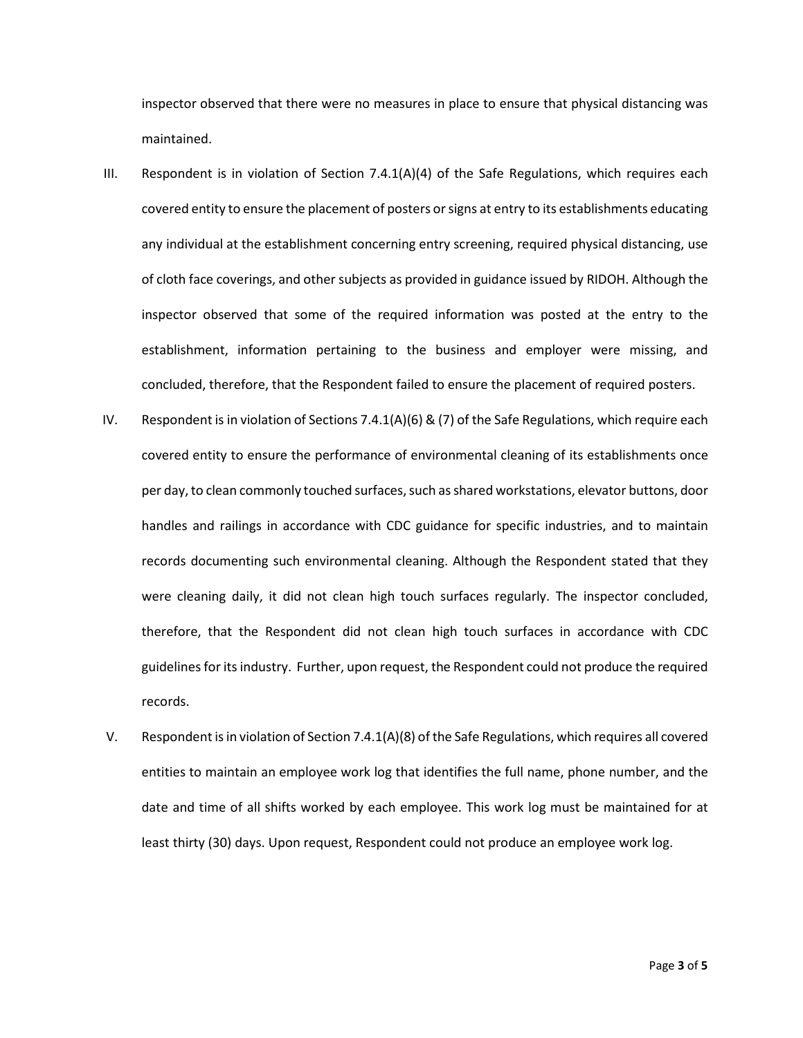inspector observed that there were no measures in place to ensure that physical distancing was maintained.

III. Respondent is in violation of Section 7.4.1(A)(4) of the Safe Regulations, which requires each covered entity to ensure the placement of posters or signs at entry to its establishments educating any individual at the establishment concerning entry screening, required physical distancing, use of cloth face coverings, and other subjects as provided in guidance issued by RIDOH. Although the inspector observed that some of the required information was posted at the entry to the establishment, information pertaining to the business and employer were missing, and concluded, therefore, that the Respondent failed to ensure the placement of required posters.

IV. Respondent is in violation of Sections 7.4.1(A)(6) & (7) of the Safe Regulations, which require each covered entity to ensure the performance of environmental cleaning of its establishments once per day, to clean commonly touched surfaces, such as shared workstations, elevator buttons, door handles and railings in accordance with CDC guidance for specific industries, and to maintain records documenting such environmental cleaning. Although the Respondent stated that they were cleaning daily, it did not clean high touch surfaces regularly. The inspector concluded, therefore, that the Respondent did not clean high touch surfaces in accordance with CDC guidelines for its industry. Further, upon request, the Respondent could not produce the required records.

V. Respondent is in violation of Section 7.4.1(A)(8) of the Safe Regulations, which requires all covered entities to maintain an employee work log that identifies the full name, phone number, and the date and time of all shifts worked by each employee. This work log must be maintained for at least thirty (30) days. Upon request, Respondent could not produce an employee work log.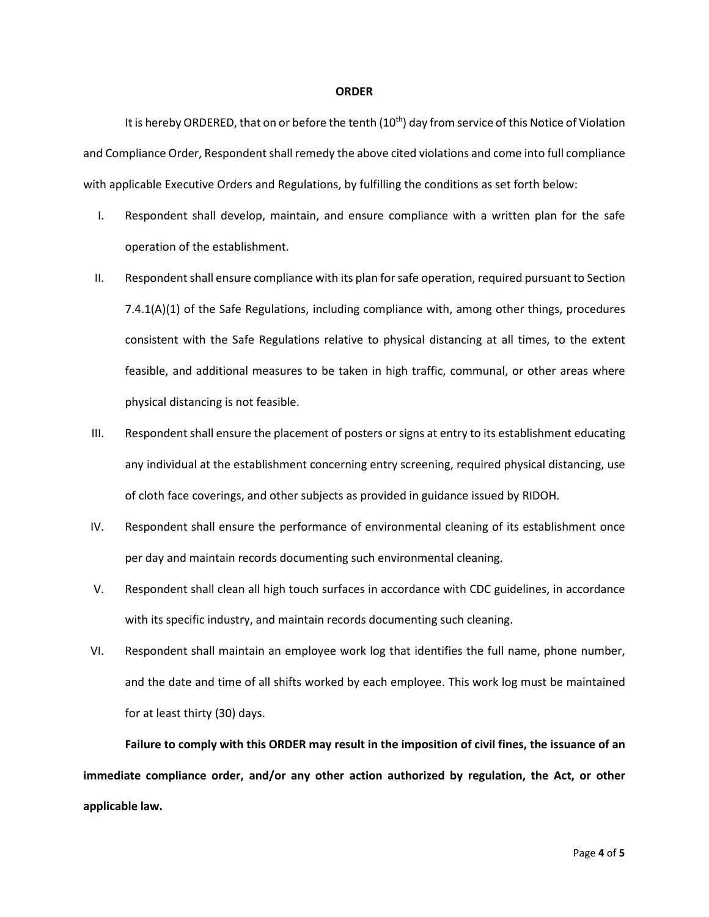**ORDER**

It is hereby ORDERED, that on or before the tenth (10th) day from service of this Notice of Violation and Compliance Order, Respondent shall remedy the above cited violations and come into full compliance with applicable Executive Orders and Regulations, by fulfilling the conditions as set forth below:

I. Respondent shall develop, maintain, and ensure compliance with a written plan for the safe operation of the establishment.

II. Respondent shall ensure compliance with its plan for safe operation, required pursuant to Section 7.4.1(A)(1) of the Safe Regulations, including compliance with, among other things, procedures consistent with the Safe Regulations relative to physical distancing at all times, to the extent feasible, and additional measures to be taken in high traffic, communal, or other areas where physical distancing is not feasible.

III. Respondent shall ensure the placement of posters or signs at entry to its establishment educating any individual at the establishment concerning entry screening, required physical distancing, use of cloth face coverings, and other subjects as provided in guidance issued by RIDOH.

IV. Respondent shall ensure the performance of environmental cleaning of its establishment once per day and maintain records documenting such environmental cleaning.

V. Respondent shall clean all high touch surfaces in accordance with CDC guidelines, in accordance with its specific industry, and maintain records documenting such cleaning.

VI. Respondent shall maintain an employee work log that identifies the full name, phone number, and the date and time of all shifts worked by each employee. This work log must be maintained for at least thirty (30) days.

**Failure to comply with this ORDER may result in the imposition of civil fines, the issuance of an immediate compliance order, and/or any other action authorized by regulation, the Act, or other applicable law.**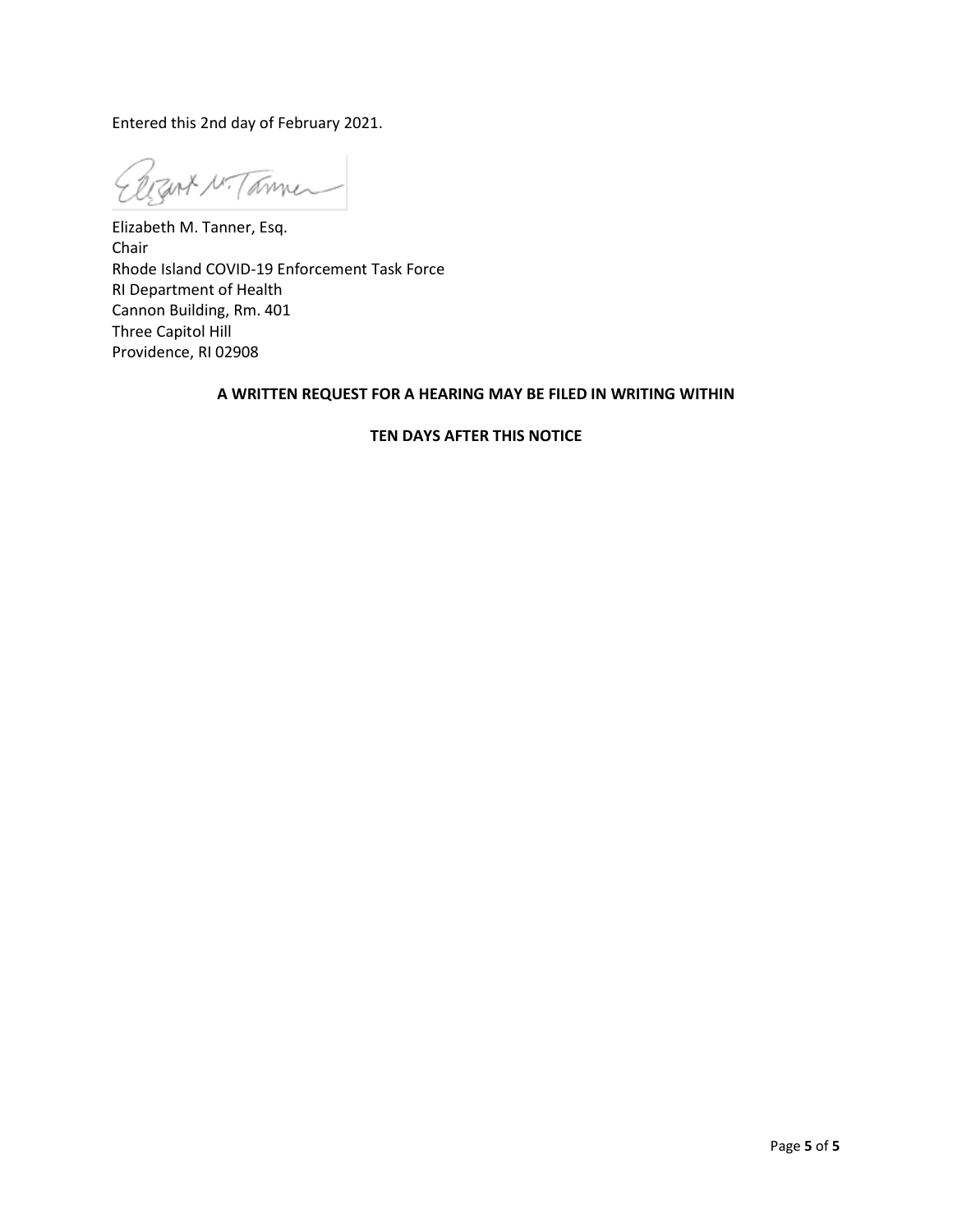Entered this 2nd day of February 2021.

Elizabeth M. Tanner, Esq.
Chair
Rhode Island COVID-19 Enforcement Task Force
RI Department of Health
Cannon Building, Rm. 401
Three Capitol Hill
Providence, RI 02908

**A WRITTEN REQUEST FOR A HEARING MAY BE FILED IN WRITING WITHIN**

**TEN DAYS AFTER THIS NOTICE**